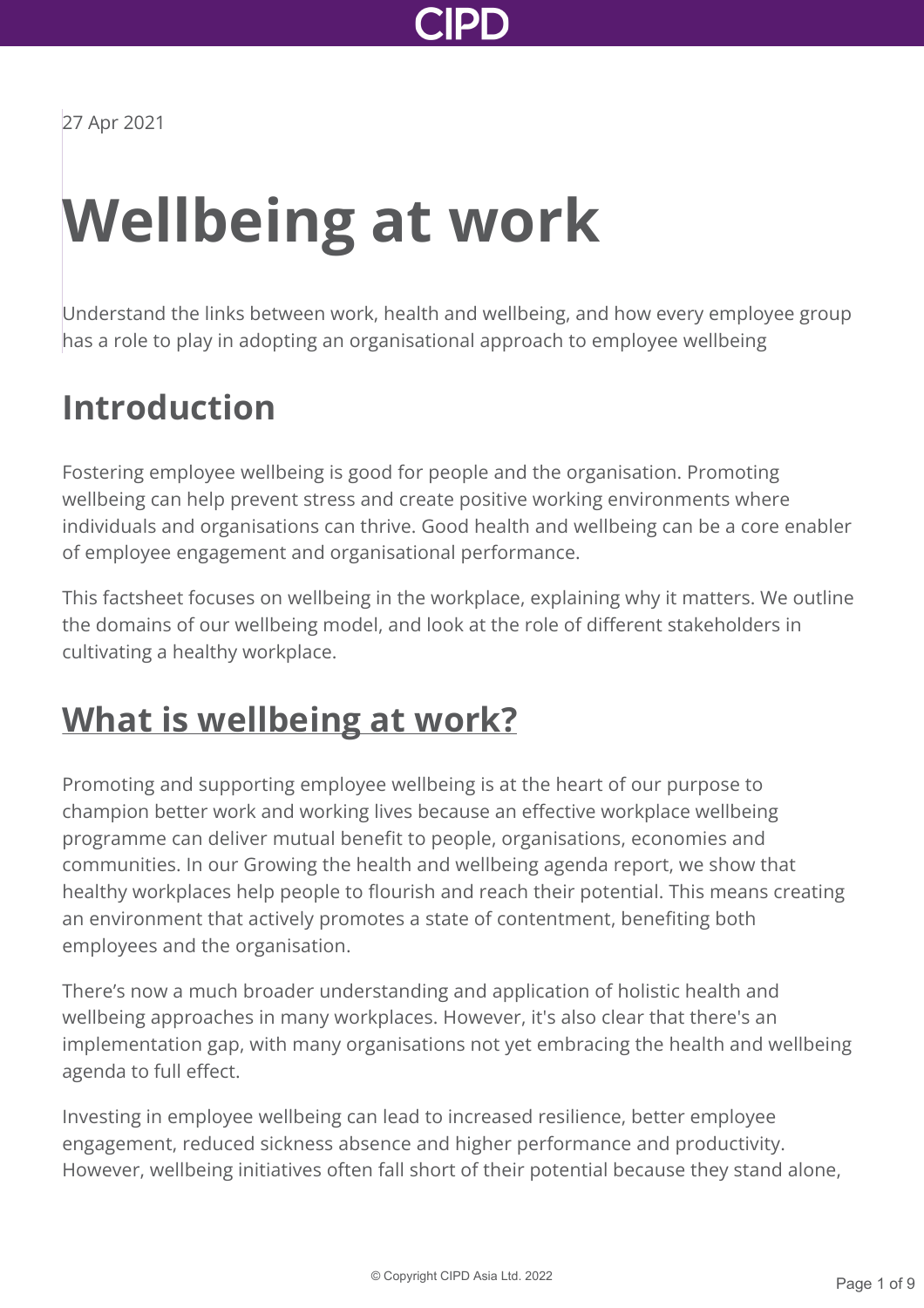27 Apr 2021

# Wellbeing at work

Understand the links between work, health and wellbeing, and how every employee group has a role to play in adopting an organisational approach to employee wellbeing

## Introduction

Fostering employee wellbeing is good for people and the organisation. Promoting wellbeing can help prevent stress and create positive working environments where individuals and organisations can thrive. Good health and wellbeing can be a core enabler of employee engagement and organisational performance.

This factsheet focuses on wellbeing in the workplace, explaining why it matters. We outline the domains of our wellbeing model, and look at the role of different stakeholders in cultivating a healthy workplace.

## What is wellbeing at work?

Promoting and supporting employee wellbeing is at the heart of our purpose to champion better work and working lives because an effective workplace wellbeing programme can deliver mutual benefit to people, organisations, economies and communities. In our Growing the health and wellbeing agenda report, we show that healthy workplaces help people to flourish and reach their potential. This means creating an environment that actively promotes a state of contentment, benefiting both employees and the organisation.

There's now a much broader understanding and application of holistic health and wellbeing approaches in many workplaces. However, it's also clear that there's an implementation gap, with many organisations not yet embracing the health and wellbeing agenda to full effect.

Investing in employee wellbeing can lead to increased resilience, better employee engagement, reduced sickness absence and higher performance and productivity. However, wellbeing initiatives often fall short of their potential because they stand alone,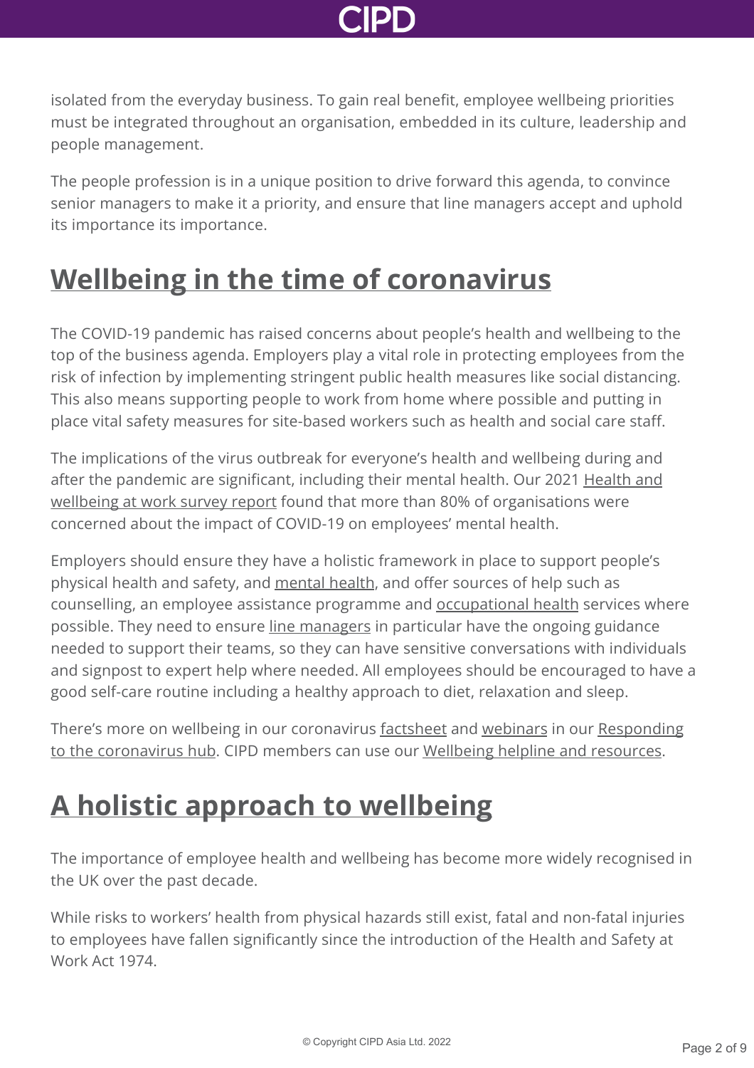isolated from the everyday business. To gain real benefit, employee wellbeing priorities must be integrated throughout an organisation, embedded in its culture, leadership and people management.

The people profession is in a unique position to drive forward this agenda, to convince senior managers to make it a priority, and ensure that line managers accept and uphold its importance its importance.

## Wellbeing in the time of coronavirus

The COVID-19 pandemic has raised concerns about people's health and wellbeing to the top of the business agenda. Employers play a vital role in protecting employees from the risk of infection by implementing stringent public health measures like social distancing. This also means supporting people to work from home where possible and putting in place vital safety measures for site-based workers such as health and social care staff.

The implications of the virus outbreak for everyone's health and wellbeing during and after the pandemic are significant, including their mental health. Our 2021 Health and wellbeing at work survey report found that more than 80% of organisations were concerned about the impact of COVID-19 on employees' mental health.

Employers should ensure they have a holistic framework in place to support people's physical health and safety, and mental health, and offer sources of help such as counselling, an employee assistance programme and occupational health services where possible. They need to ensure line managers in particular have the ongoing guidance needed to support their teams, so they can have sensitive conversations with individuals and signpost to expert help where needed. All employees should be encouraged to have a good self-care routine including a healthy approach to diet, relaxation and sleep.

There's more on wellbeing in our coronavirus factsheet and webinars in our Responding to the coronavirus hub. CIPD members can use our Wellbeing helpline and resources.

## A holistic approach to wellbeing

The importance of employee health and wellbeing has become more widely recognised in the UK over the past decade.

While risks to workers' health from physical hazards still exist, fatal and non-fatal injuries to employees have fallen significantly since the introduction of the Health and Safety at Work Act 1974.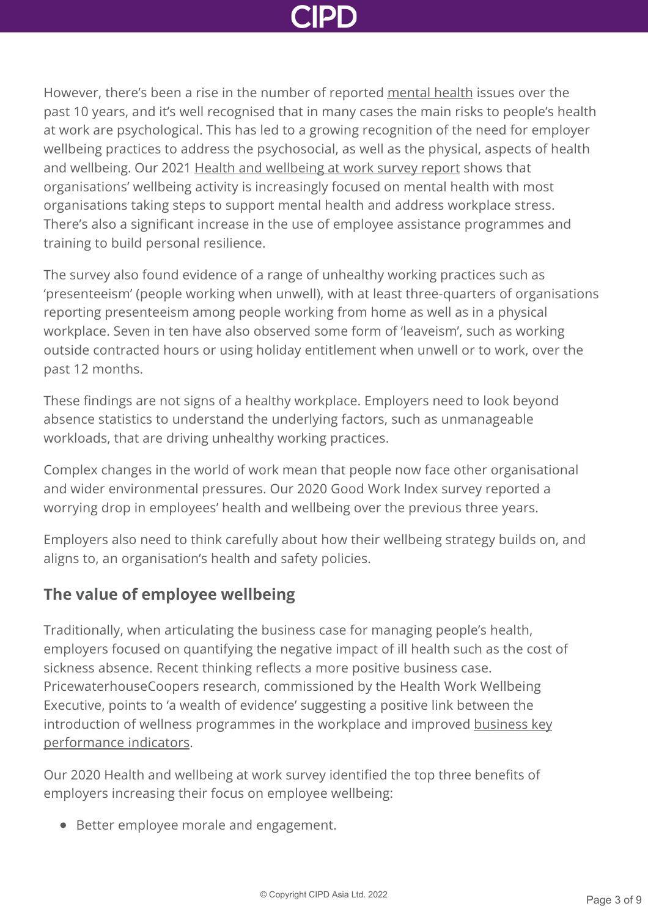However, there's been a rise in the number of reported mental health issues over the past 10 years, and it's well recognised that in many cases the main risks to people's health at work are psychological. This has led to a growing recognition of the need for employer wellbeing practices to address the psychosocial, as well as the physical, aspects of health and wellbeing. Our 2021 Health and wellbeing at work survey report shows that organisations' wellbeing activity is increasingly focused on mental health with most organisations taking steps to support mental health and address workplace stress. There's also a significant increase in the use of employee assistance programmes and training to build personal resilience.

The survey also found evidence of a range of unhealthy working practices such as 'presenteeism' (people working when unwell), with at least three-quarters of organisations reporting presenteeism among people working from home as well as in a physical workplace. Seven in ten have also observed some form of 'leaveism', such as working outside contracted hours or using holiday entitlement when unwell or to work, over the past 12 months.

These findings are not signs of a healthy workplace. Employers need to look beyond absence statistics to understand the underlying factors, such as unmanageable workloads, that are driving unhealthy working practices.

Complex changes in the world of work mean that people now face other organisational and wider environmental pressures. Our 2020 Good Work Index survey reported a worrying drop in employees' health and wellbeing over the previous three years.

Employers also need to think carefully about how their wellbeing strategy builds on, and aligns to, an organisation's health and safety policies.

## The value of employee wellbeing

Traditionally, when articulating the business case for managing people's health, employers focused on quantifying the negative impact of ill health such as the cost of sickness absence. Recent thinking reflects a more positive business case. PricewaterhouseCoopers research, commissioned by the Health Work Wellbeing Executive, points to 'a wealth of evidence' suggesting a positive link between the introduction of wellness programmes in the workplace and improved business key performance indicators.

Our 2020 Health and wellbeing at work survey identified the top three benefits of employers increasing their focus on employee wellbeing:

- Better employee morale and engagement.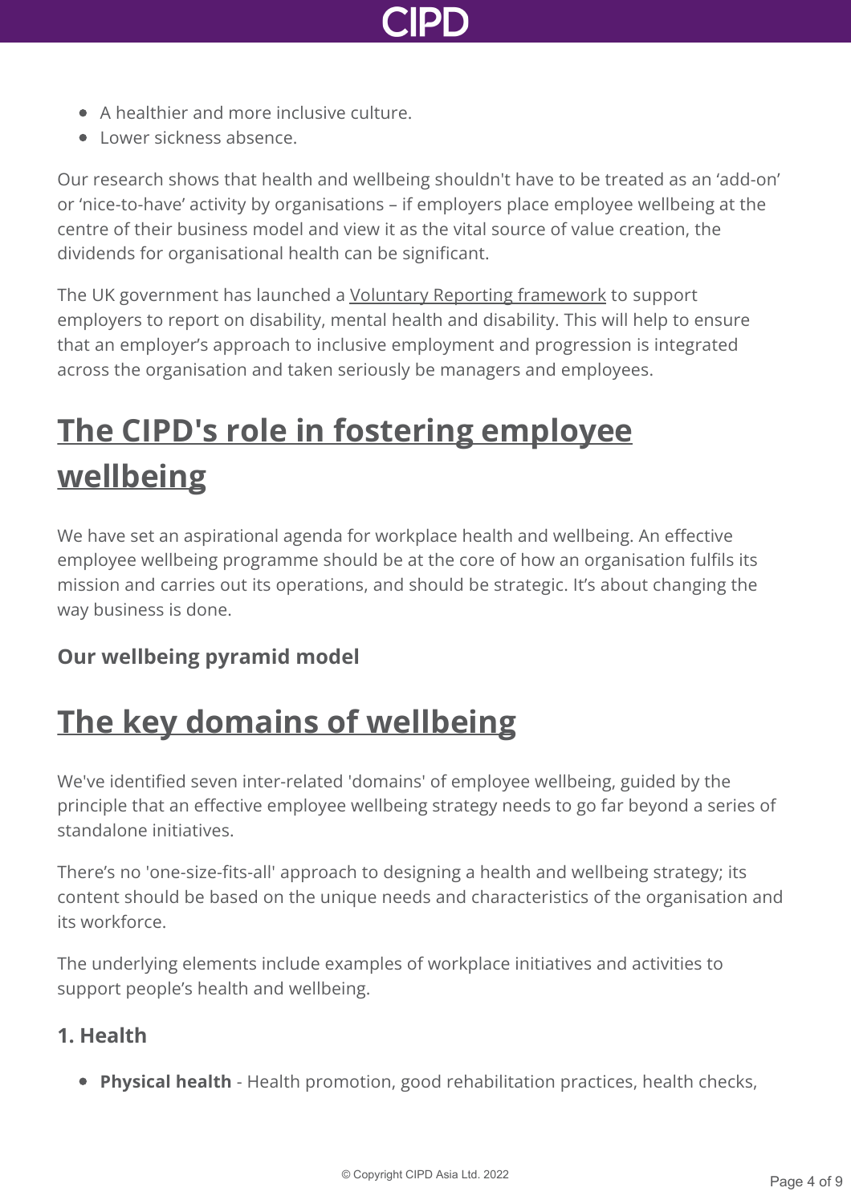- A healthier and more inclusive culture.
- Lower sickness absence.

Our research shows that health and wellbeing shouldn't have to be treated as an 'add-on' or 'nice-to-have' activity by organisations – if employers place employee wellbeing at the centre of their business model and view it as the vital source of value creation, the dividends for organisational health can be significant.

The UK government has launched a Voluntary Reporting framework to support employers to report on disability, mental health and disability. This will help to ensure that an employer's approach to inclusive employment and progression is integrated across the organisation and taken seriously be managers and employees.

## The CIPD's role in fostering employee wellbeing

We have set an aspirational agenda for workplace health and wellbeing. An effective employee wellbeing programme should be at the core of how an organisation fulfils its mission and carries out its operations, and should be strategic. It's about changing the way business is done.

**Our wellbeing pyramid model**

## The key domains of wellbeing

We've identified seven inter-related 'domains' of employee wellbeing, guided by the principle that an effective employee wellbeing strategy needs to go far beyond a series of standalone initiatives.

There's no 'one-size-fits-all' approach to designing a health and wellbeing strategy; its content should be based on the unique needs and characteristics of the organisation and its workforce.

The underlying elements include examples of workplace initiatives and activities to support people's health and wellbeing.

### 1. Health

- **Physical health** - Health promotion, good rehabilitation practices, health checks,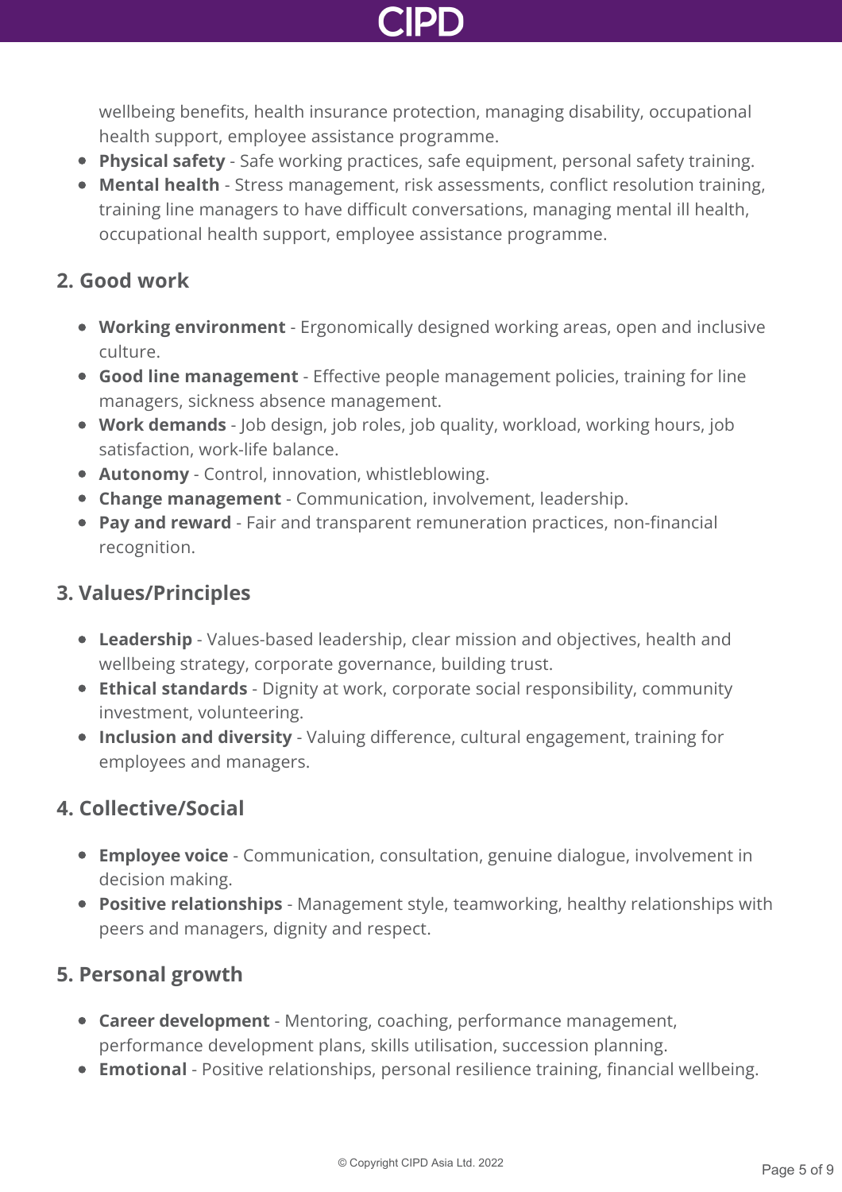wellbeing benefits, health insurance protection, managing disability, occupational health support, employee assistance programme.

- **Physical safety** - Safe working practices, safe equipment, personal safety training.
- **Mental health** - Stress management, risk assessments, conflict resolution training, training line managers to have difficult conversations, managing mental ill health, occupational health support, employee assistance programme.

## 2. Good work

- **Working environment** - Ergonomically designed working areas, open and inclusive culture.
- **Good line management** - Effective people management policies, training for line managers, sickness absence management.
- **Work demands** - Job design, job roles, job quality, workload, working hours, job satisfaction, work-life balance.
- **Autonomy** - Control, innovation, whistleblowing.
- **Change management** - Communication, involvement, leadership.
- **Pay and reward** - Fair and transparent remuneration practices, non-financial recognition.

## 3. Values/Principles

- **Leadership** - Values-based leadership, clear mission and objectives, health and wellbeing strategy, corporate governance, building trust.
- **Ethical standards** - Dignity at work, corporate social responsibility, community investment, volunteering.
- **Inclusion and diversity** - Valuing difference, cultural engagement, training for employees and managers.

## 4. Collective/Social

- **Employee voice** - Communication, consultation, genuine dialogue, involvement in decision making.
- **Positive relationships** - Management style, teamworking, healthy relationships with peers and managers, dignity and respect.

## 5. Personal growth

- **Career development** - Mentoring, coaching, performance management, performance development plans, skills utilisation, succession planning.
- **Emotional** - Positive relationships, personal resilience training, financial wellbeing.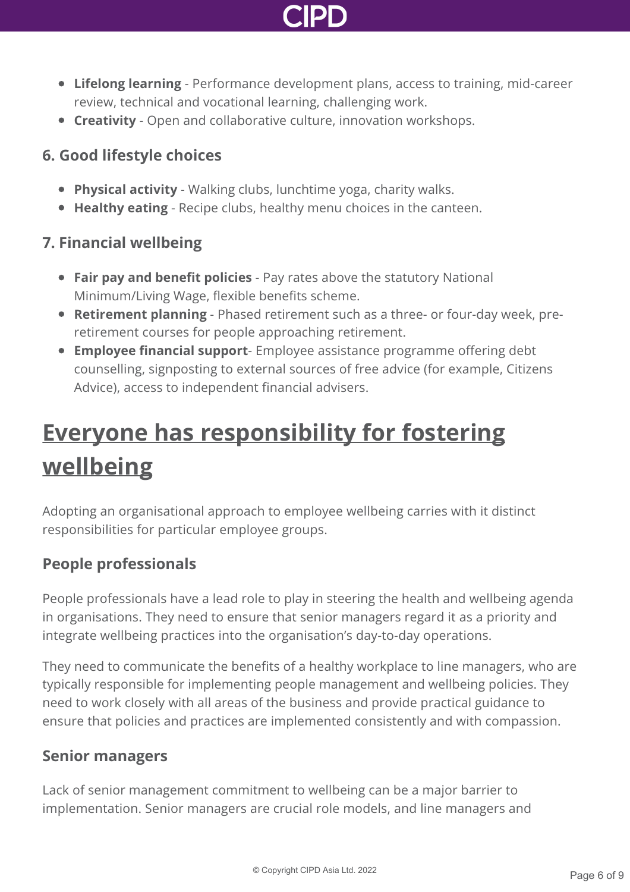- **Lifelong learning** - Performance development plans, access to training, mid-career review, technical and vocational learning, challenging work.
- **Creativity** - Open and collaborative culture, innovation workshops.

### 6. Good lifestyle choices

- **Physical activity** - Walking clubs, lunchtime yoga, charity walks.
- **Healthy eating** - Recipe clubs, healthy menu choices in the canteen.

### 7. Financial wellbeing

- **Fair pay and benefit policies** - Pay rates above the statutory National Minimum/Living Wage, flexible benefits scheme.
- **Retirement planning** - Phased retirement such as a three- or four-day week, pre-retirement courses for people approaching retirement.
- **Employee financial support**- Employee assistance programme offering debt counselling, signposting to external sources of free advice (for example, Citizens Advice), access to independent financial advisers.

## Everyone has responsibility for fostering wellbeing

Adopting an organisational approach to employee wellbeing carries with it distinct responsibilities for particular employee groups.

### People professionals

People professionals have a lead role to play in steering the health and wellbeing agenda in organisations. They need to ensure that senior managers regard it as a priority and integrate wellbeing practices into the organisation's day-to-day operations.

They need to communicate the benefits of a healthy workplace to line managers, who are typically responsible for implementing people management and wellbeing policies. They need to work closely with all areas of the business and provide practical guidance to ensure that policies and practices are implemented consistently and with compassion.

### Senior managers

Lack of senior management commitment to wellbeing can be a major barrier to implementation. Senior managers are crucial role models, and line managers and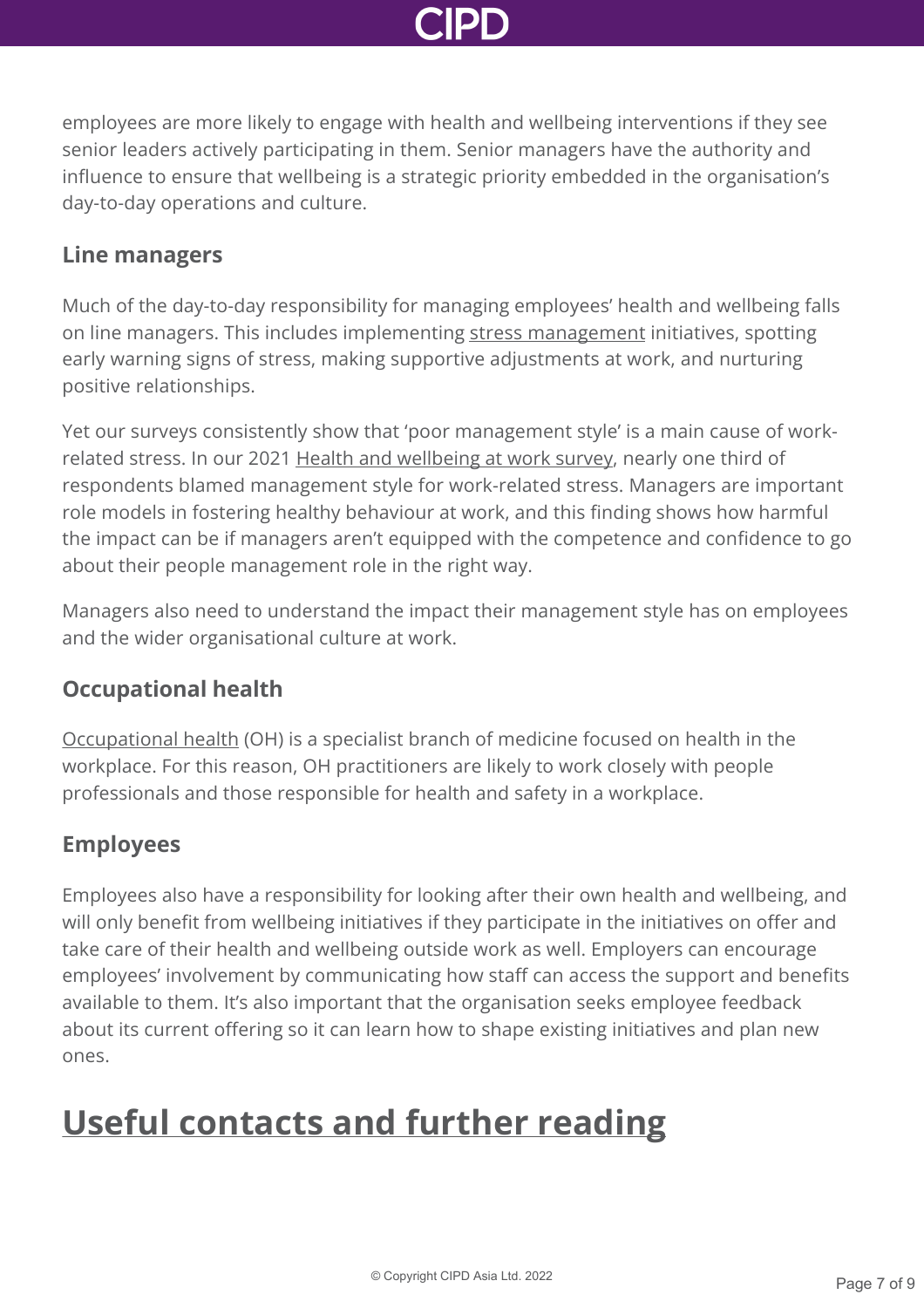employees are more likely to engage with health and wellbeing interventions if they see senior leaders actively participating in them. Senior managers have the authority and influence to ensure that wellbeing is a strategic priority embedded in the organisation's day-to-day operations and culture.

### Line managers

Much of the day-to-day responsibility for managing employees' health and wellbeing falls on line managers. This includes implementing stress management initiatives, spotting early warning signs of stress, making supportive adjustments at work, and nurturing positive relationships.

Yet our surveys consistently show that 'poor management style' is a main cause of work-related stress. In our 2021 Health and wellbeing at work survey, nearly one third of respondents blamed management style for work-related stress. Managers are important role models in fostering healthy behaviour at work, and this finding shows how harmful the impact can be if managers aren't equipped with the competence and confidence to go about their people management role in the right way.

Managers also need to understand the impact their management style has on employees and the wider organisational culture at work.

### Occupational health

Occupational health (OH) is a specialist branch of medicine focused on health in the workplace. For this reason, OH practitioners are likely to work closely with people professionals and those responsible for health and safety in a workplace.

### Employees

Employees also have a responsibility for looking after their own health and wellbeing, and will only benefit from wellbeing initiatives if they participate in the initiatives on offer and take care of their health and wellbeing outside work as well. Employers can encourage employees' involvement by communicating how staff can access the support and benefits available to them. It's also important that the organisation seeks employee feedback about its current offering so it can learn how to shape existing initiatives and plan new ones.

## Useful contacts and further reading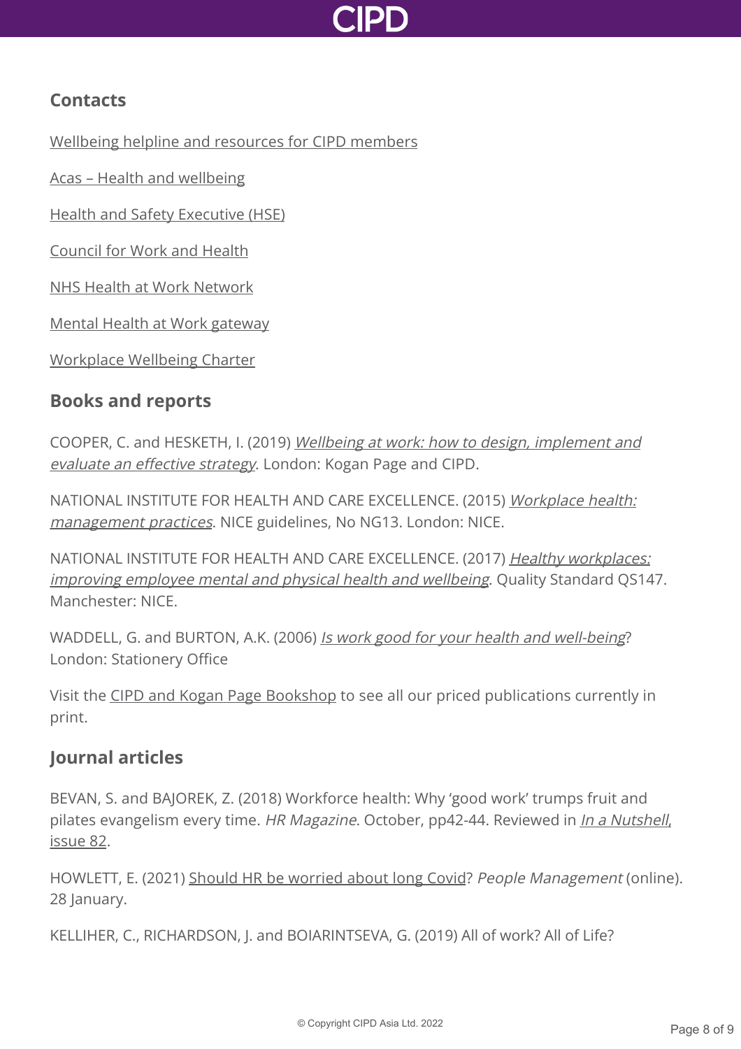## Contacts

Wellbeing helpline and resources for CIPD members

Acas – Health and wellbeing

Health and Safety Executive (HSE)

Council for Work and Health

NHS Health at Work Network

Mental Health at Work gateway

Workplace Wellbeing Charter

## Books and reports

COOPER, C. and HESKETH, I. (2019) *Wellbeing at work: how to design, implement and evaluate an effective strategy*. London: Kogan Page and CIPD.

NATIONAL INSTITUTE FOR HEALTH AND CARE EXCELLENCE. (2015) *Workplace health: management practices*. NICE guidelines, No NG13. London: NICE.

NATIONAL INSTITUTE FOR HEALTH AND CARE EXCELLENCE. (2017) *Healthy workplaces: improving employee mental and physical health and wellbeing*. Quality Standard QS147. Manchester: NICE.

WADDELL, G. and BURTON, A.K. (2006) *Is work good for your health and well-being*? London: Stationery Office

Visit the CIPD and Kogan Page Bookshop to see all our priced publications currently in print.

## Journal articles

BEVAN, S. and BAJOREK, Z. (2018) Workforce health: Why 'good work' trumps fruit and pilates evangelism every time. *HR Magazine*. October, pp42-44. Reviewed in *In a Nutshell*, issue 82.

HOWLETT, E. (2021) Should HR be worried about long Covid? *People Management* (online). 28 January.

KELLIHER, C., RICHARDSON, J. and BOIARINTSEVA, G. (2019) All of work? All of Life?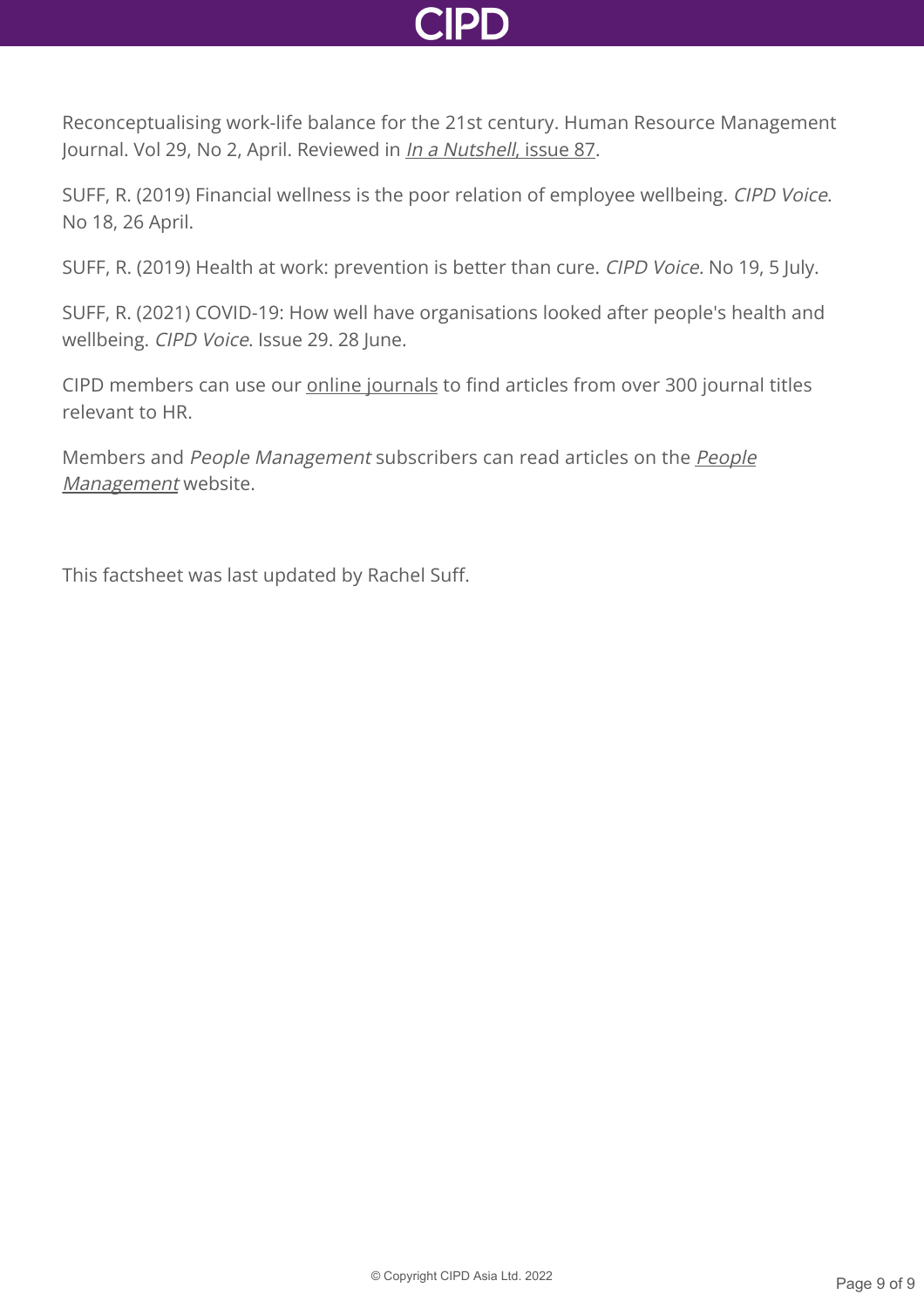Reconceptualising work-life balance for the 21st century. Human Resource Management Journal. Vol 29, No 2, April. Reviewed in *In a Nutshell*, issue 87.

SUFF, R. (2019) Financial wellness is the poor relation of employee wellbeing. *CIPD Voice*. No 18, 26 April.

SUFF, R. (2019) Health at work: prevention is better than cure. *CIPD Voice*. No 19, 5 July.

SUFF, R. (2021) COVID-19: How well have organisations looked after people's health and wellbeing. *CIPD Voice*. Issue 29. 28 June.

CIPD members can use our online journals to find articles from over 300 journal titles relevant to HR.

Members and *People Management* subscribers can read articles on the *People Management* website.

This factsheet was last updated by Rachel Suff.

© Copyright CIPD Asia Ltd. 2022